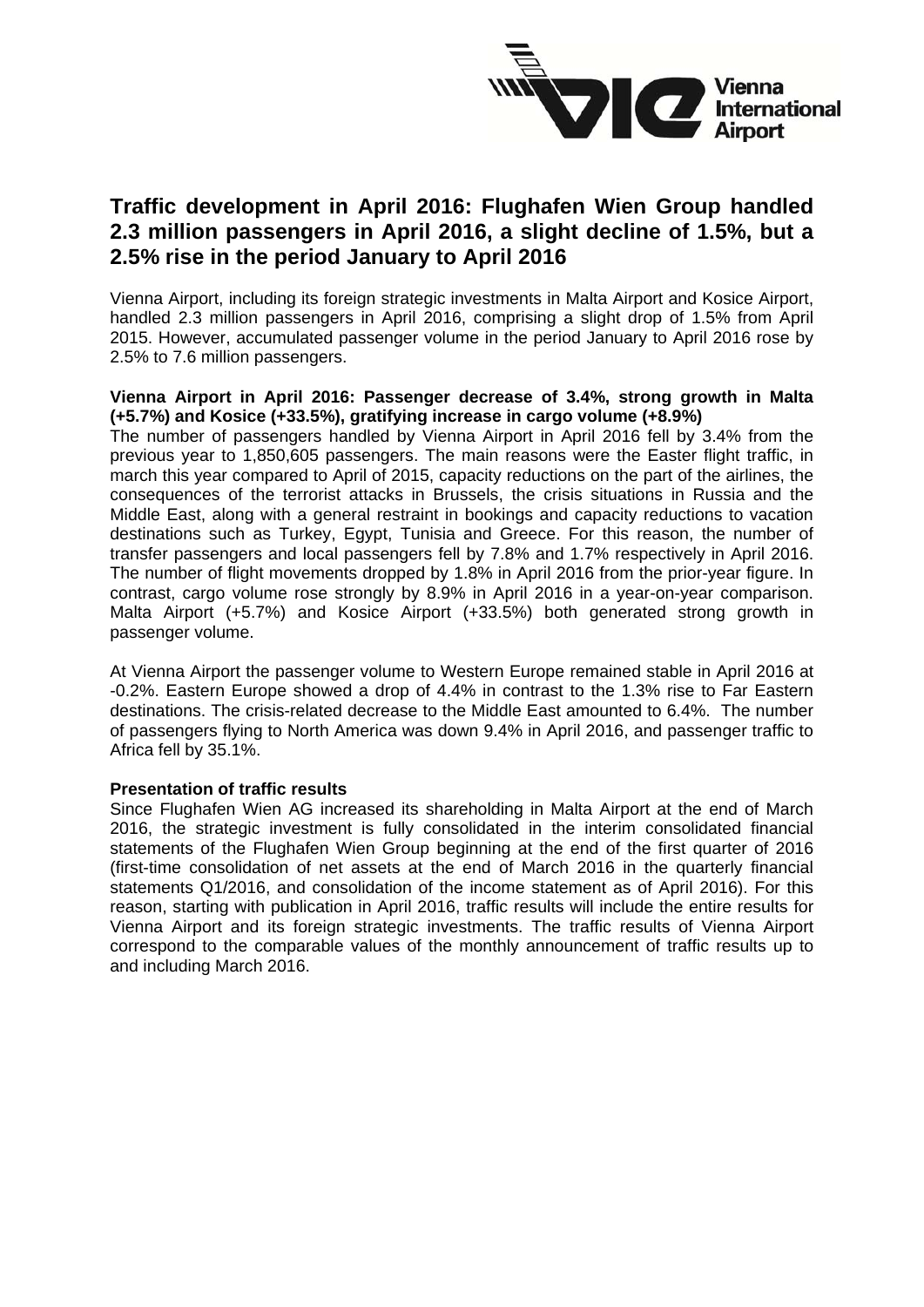# Traffic development in April 2016: Flughafen Wien Group handled 2.3 million passengers in April 2016, a slight decline of 1.5%, but a 2.5% rise in the period January to April 2016

Vienna Airport, including its foreign strategic investments in Malta Airport and Kosice Airport, handled 2.3 million passengers in April 2016, comprising a slight drop of 1.5% from April 2015. However, accumulated passenger volume in the period January to April 2016 rose by 2.5% to 7.6 million passengers.

**Vienna Airport in April 2016: Passenger decrease of 3.4%, strong growth in Malta (+5.7%) and Kosice (+33.5%), gratifying increase in cargo volume (+8.9%)**

The number of passengers handled by Vienna Airport in April 2016 fell by 3.4% from the previous year to 1,850,605 passengers. The main reasons were the Easter flight traffic, in march this year compared to April of 2015, capacity reductions on the part of the airlines, the consequences of the terrorist attacks in Brussels, the crisis situations in Russia and the Middle East, along with a general restraint in bookings and capacity reductions to vacation destinations such as Turkey, Egypt, Tunisia and Greece. For this reason, the number of transfer passengers and local passengers fell by 7.8% and 1.7% respectively in April 2016. The number of flight movements dropped by 1.8% in April 2016 from the prior-year figure. In contrast, cargo volume rose strongly by 8.9% in April 2016 in a year-on-year comparison. Malta Airport (+5.7%) and Kosice Airport (+33.5%) both generated strong growth in passenger volume.

At Vienna Airport the passenger volume to Western Europe remained stable in April 2016 at -0.2%. Eastern Europe showed a drop of 4.4% in contrast to the 1.3% rise to Far Eastern destinations. The crisis-related decrease to the Middle East amounted to 6.4%. The number of passengers flying to North America was down 9.4% in April 2016, and passenger traffic to Africa fell by 35.1%.

**Presentation of traffic results**

Since Flughafen Wien AG increased its shareholding in Malta Airport at the end of March 2016, the strategic investment is fully consolidated in the interim consolidated financial statements of the Flughafen Wien Group beginning at the end of the first quarter of 2016 (first-time consolidation of net assets at the end of March 2016 in the quarterly financial statements Q1/2016, and consolidation of the income statement as of April 2016). For this reason, starting with publication in April 2016, traffic results will include the entire results for Vienna Airport and its foreign strategic investments. The traffic results of Vienna Airport correspond to the comparable values of the monthly announcement of traffic results up to and including March 2016.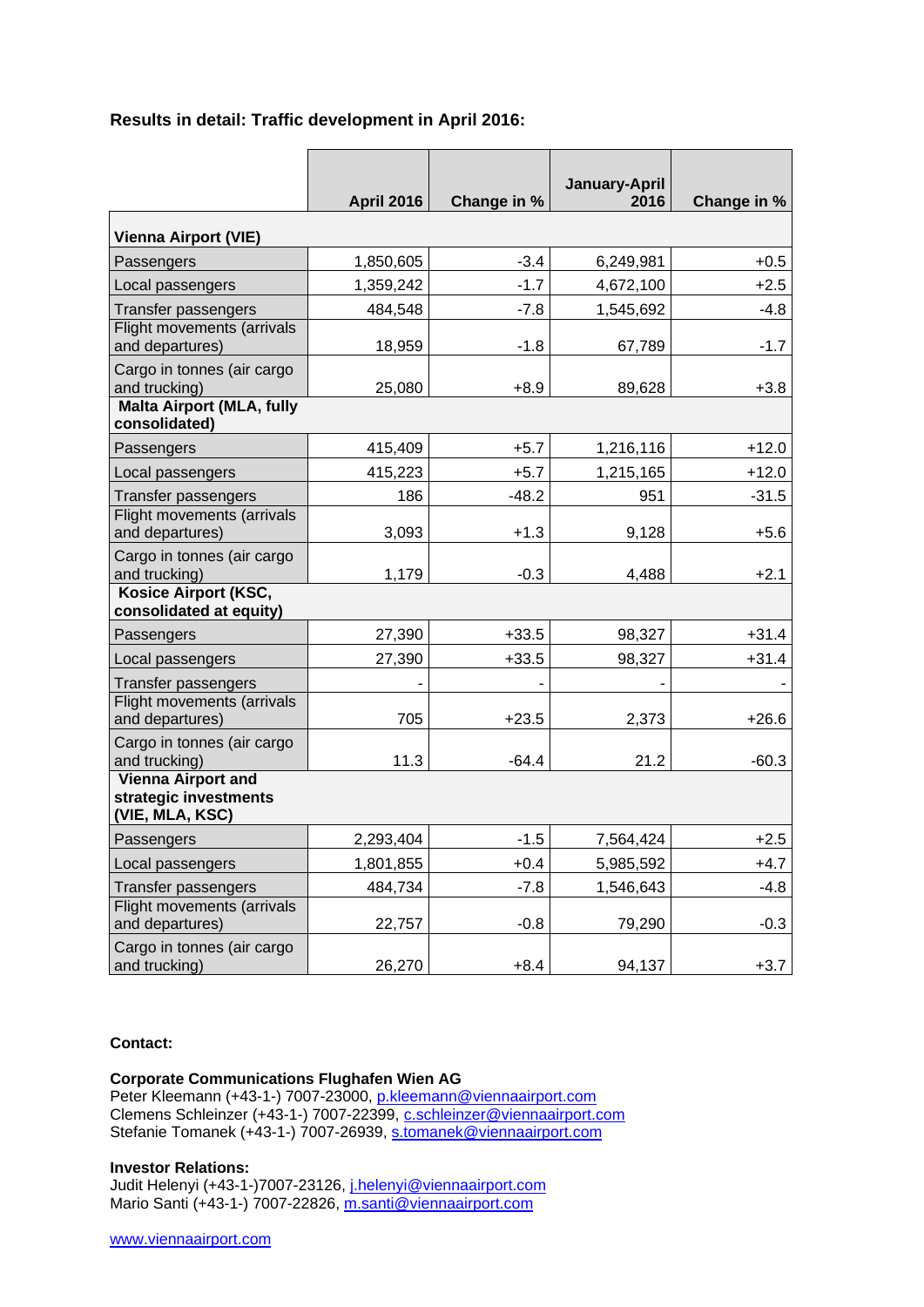**Results in detail: Traffic development in April 2016:**

| | April 2016 | Change in % | January-April 2016 | Change in % |
|---|---|---|---|---|
| **Vienna Airport (VIE)** | | | | |
| Passengers | 1,850,605 | -3.4 | 6,249,981 | +0.5 |
| Local passengers | 1,359,242 | -1.7 | 4,672,100 | +2.5 |
| Transfer passengers | 484,548 | -7.8 | 1,545,692 | -4.8 |
| Flight movements (arrivals and departures) | 18,959 | -1.8 | 67,789 | -1.7 |
| Cargo in tonnes (air cargo and trucking) | 25,080 | +8.9 | 89,628 | +3.8 |
| **Malta Airport (MLA, fully consolidated)** | | | | |
| Passengers | 415,409 | +5.7 | 1,216,116 | +12.0 |
| Local passengers | 415,223 | +5.7 | 1,215,165 | +12.0 |
| Transfer passengers | 186 | -48.2 | 951 | -31.5 |
| Flight movements (arrivals and departures) | 3,093 | +1.3 | 9,128 | +5.6 |
| Cargo in tonnes (air cargo and trucking) | 1,179 | -0.3 | 4,488 | +2.1 |
| **Kosice Airport (KSC, consolidated at equity)** | | | | |
| Passengers | 27,390 | +33.5 | 98,327 | +31.4 |
| Local passengers | 27,390 | +33.5 | 98,327 | +31.4 |
| Transfer passengers | - | - | - | - |
| Flight movements (arrivals and departures) | 705 | +23.5 | 2,373 | +26.6 |
| Cargo in tonnes (air cargo and trucking) | 11.3 | -64.4 | 21.2 | -60.3 |
| **Vienna Airport and strategic investments (VIE, MLA, KSC)** | | | | |
| Passengers | 2,293,404 | -1.5 | 7,564,424 | +2.5 |
| Local passengers | 1,801,855 | +0.4 | 5,985,592 | +4.7 |
| Transfer passengers | 484,734 | -7.8 | 1,546,643 | -4.8 |
| Flight movements (arrivals and departures) | 22,757 | -0.8 | 79,290 | -0.3 |
| Cargo in tonnes (air cargo and trucking) | 26,270 | +8.4 | 94,137 | +3.7 |

**Contact:**

**Corporate Communications Flughafen Wien AG**
Peter Kleemann (+43-1-) 7007-23000, p.kleemann@viennaairport.com
Clemens Schleinzer (+43-1-) 7007-22399, c.schleinzer@viennaairport.com
Stefanie Tomanek (+43-1-) 7007-26939, s.tomanek@viennaairport.com

**Investor Relations:**
Judit Helenyi (+43-1-)7007-23126, j.helenyi@viennaairport.com
Mario Santi (+43-1-) 7007-22826, m.santi@viennaairport.com

www.viennaairport.com